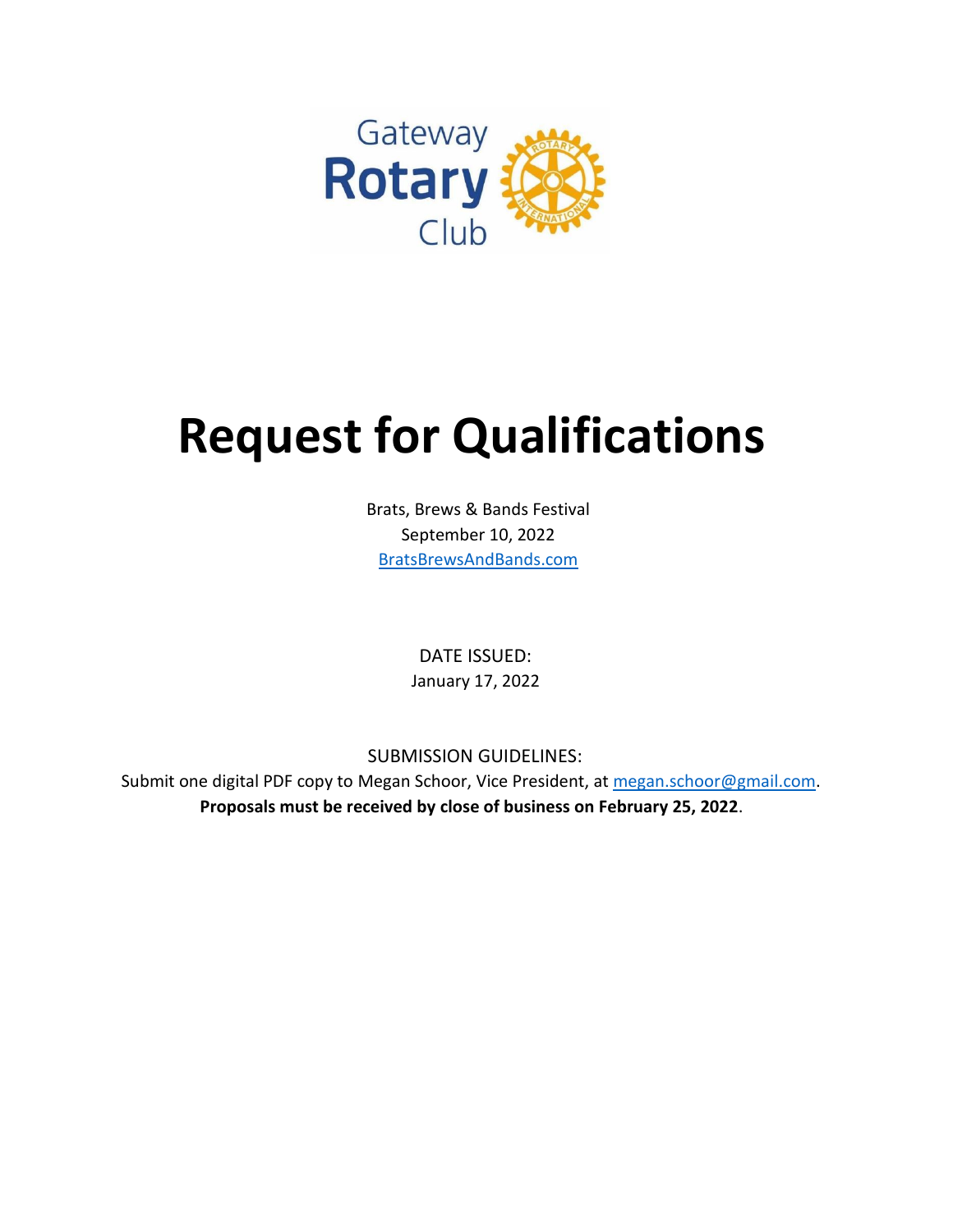Gateway Rotary Club

# Request for Qualifications

Brats, Brews & Bands Festival
September 10, 2022
BratsBrewsAndBands.com

DATE ISSUED:
January 17, 2022

SUBMISSION GUIDELINES:
Submit one digital PDF copy to Megan Schoor, Vice President, at megan.schoor@gmail.com.
**Proposals must be received by close of business on February 25, 2022**.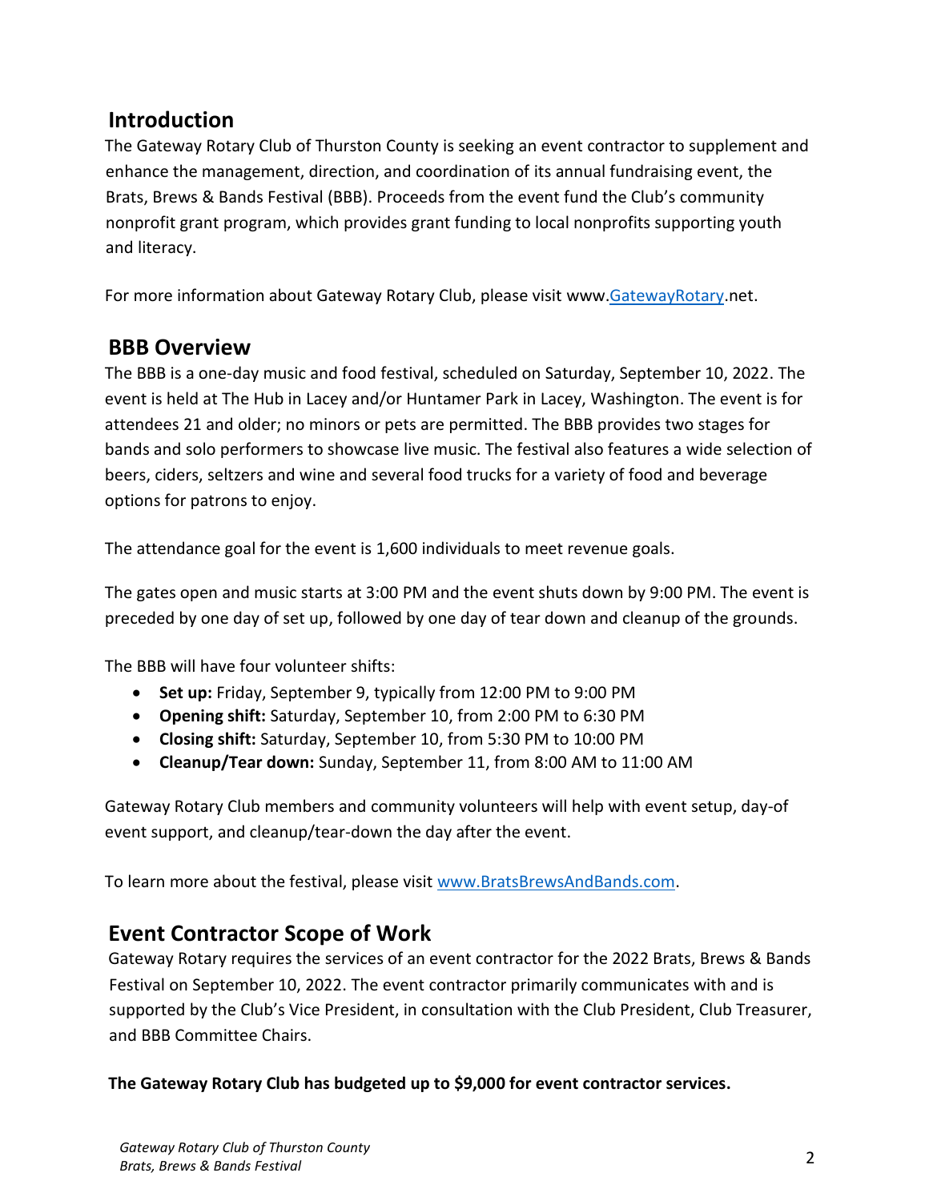## Introduction

The Gateway Rotary Club of Thurston County is seeking an event contractor to supplement and enhance the management, direction, and coordination of its annual fundraising event, the Brats, Brews & Bands Festival (BBB). Proceeds from the event fund the Club's community nonprofit grant program, which provides grant funding to local nonprofits supporting youth and literacy.

For more information about Gateway Rotary Club, please visit www.GatewayRotary.net.

## BBB Overview

The BBB is a one-day music and food festival, scheduled on Saturday, September 10, 2022. The event is held at The Hub in Lacey and/or Huntamer Park in Lacey, Washington. The event is for attendees 21 and older; no minors or pets are permitted. The BBB provides two stages for bands and solo performers to showcase live music. The festival also features a wide selection of beers, ciders, seltzers and wine and several food trucks for a variety of food and beverage options for patrons to enjoy.

The attendance goal for the event is 1,600 individuals to meet revenue goals.

The gates open and music starts at 3:00 PM and the event shuts down by 9:00 PM. The event is preceded by one day of set up, followed by one day of tear down and cleanup of the grounds.

The BBB will have four volunteer shifts:

- **Set up:** Friday, September 9, typically from 12:00 PM to 9:00 PM
- **Opening shift:** Saturday, September 10, from 2:00 PM to 6:30 PM
- **Closing shift:** Saturday, September 10, from 5:30 PM to 10:00 PM
- **Cleanup/Tear down:** Sunday, September 11, from 8:00 AM to 11:00 AM

Gateway Rotary Club members and community volunteers will help with event setup, day-of event support, and cleanup/tear-down the day after the event.

To learn more about the festival, please visit www.BratsBrewsAndBands.com.

## Event Contractor Scope of Work

Gateway Rotary requires the services of an event contractor for the 2022 Brats, Brews & Bands Festival on September 10, 2022. The event contractor primarily communicates with and is supported by the Club's Vice President, in consultation with the Club President, Club Treasurer, and BBB Committee Chairs.

**The Gateway Rotary Club has budgeted up to $9,000 for event contractor services.**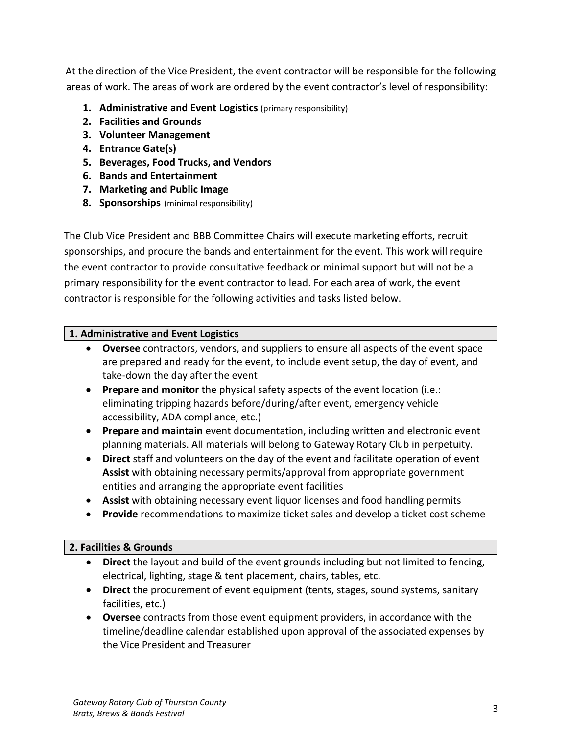At the direction of the Vice President, the event contractor will be responsible for the following areas of work. The areas of work are ordered by the event contractor's level of responsibility:

1. **Administrative and Event Logistics** (primary responsibility)
2. **Facilities and Grounds**
3. **Volunteer Management**
4. **Entrance Gate(s)**
5. **Beverages, Food Trucks, and Vendors**
6. **Bands and Entertainment**
7. **Marketing and Public Image**
8. **Sponsorships** (minimal responsibility)

The Club Vice President and BBB Committee Chairs will execute marketing efforts, recruit sponsorships, and procure the bands and entertainment for the event. This work will require the event contractor to provide consultative feedback or minimal support but will not be a primary responsibility for the event contractor to lead. For each area of work, the event contractor is responsible for the following activities and tasks listed below.

### 1. Administrative and Event Logistics

- **Oversee** contractors, vendors, and suppliers to ensure all aspects of the event space are prepared and ready for the event, to include event setup, the day of event, and take-down the day after the event
- **Prepare and monitor** the physical safety aspects of the event location (i.e.: eliminating tripping hazards before/during/after event, emergency vehicle accessibility, ADA compliance, etc.)
- **Prepare and maintain** event documentation, including written and electronic event planning materials. All materials will belong to Gateway Rotary Club in perpetuity.
- **Direct** staff and volunteers on the day of the event and facilitate operation of event **Assist** with obtaining necessary permits/approval from appropriate government entities and arranging the appropriate event facilities
- **Assist** with obtaining necessary event liquor licenses and food handling permits
- **Provide** recommendations to maximize ticket sales and develop a ticket cost scheme

### 2. Facilities & Grounds

- **Direct** the layout and build of the event grounds including but not limited to fencing, electrical, lighting, stage & tent placement, chairs, tables, etc.
- **Direct** the procurement of event equipment (tents, stages, sound systems, sanitary facilities, etc.)
- **Oversee** contracts from those event equipment providers, in accordance with the timeline/deadline calendar established upon approval of the associated expenses by the Vice President and Treasurer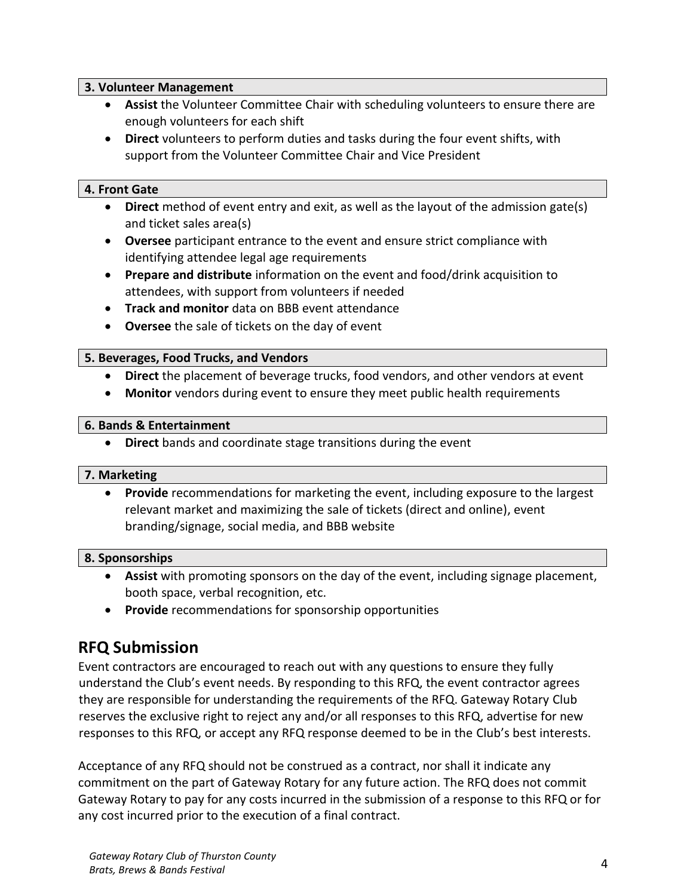### 3. Volunteer Management

- **Assist** the Volunteer Committee Chair with scheduling volunteers to ensure there are enough volunteers for each shift
- **Direct** volunteers to perform duties and tasks during the four event shifts, with support from the Volunteer Committee Chair and Vice President

### 4. Front Gate

- **Direct** method of event entry and exit, as well as the layout of the admission gate(s) and ticket sales area(s)
- **Oversee** participant entrance to the event and ensure strict compliance with identifying attendee legal age requirements
- **Prepare and distribute** information on the event and food/drink acquisition to attendees, with support from volunteers if needed
- **Track and monitor** data on BBB event attendance
- **Oversee** the sale of tickets on the day of event

### 5. Beverages, Food Trucks, and Vendors

- **Direct** the placement of beverage trucks, food vendors, and other vendors at event
- **Monitor** vendors during event to ensure they meet public health requirements

### 6. Bands & Entertainment

- **Direct** bands and coordinate stage transitions during the event

### 7. Marketing

- **Provide** recommendations for marketing the event, including exposure to the largest relevant market and maximizing the sale of tickets (direct and online), event branding/signage, social media, and BBB website

### 8. Sponsorships

- **Assist** with promoting sponsors on the day of the event, including signage placement, booth space, verbal recognition, etc.
- **Provide** recommendations for sponsorship opportunities

## RFQ Submission

Event contractors are encouraged to reach out with any questions to ensure they fully understand the Club's event needs. By responding to this RFQ, the event contractor agrees they are responsible for understanding the requirements of the RFQ. Gateway Rotary Club reserves the exclusive right to reject any and/or all responses to this RFQ, advertise for new responses to this RFQ, or accept any RFQ response deemed to be in the Club's best interests.

Acceptance of any RFQ should not be construed as a contract, nor shall it indicate any commitment on the part of Gateway Rotary for any future action. The RFQ does not commit Gateway Rotary to pay for any costs incurred in the submission of a response to this RFQ or for any cost incurred prior to the execution of a final contract.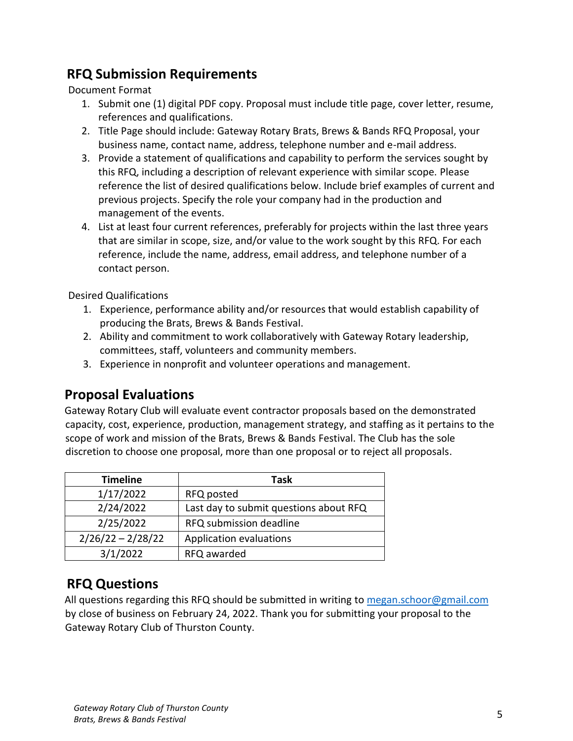## RFQ Submission Requirements

Document Format

1. Submit one (1) digital PDF copy. Proposal must include title page, cover letter, resume, references and qualifications.
2. Title Page should include: Gateway Rotary Brats, Brews & Bands RFQ Proposal, your business name, contact name, address, telephone number and e-mail address.
3. Provide a statement of qualifications and capability to perform the services sought by this RFQ, including a description of relevant experience with similar scope. Please reference the list of desired qualifications below. Include brief examples of current and previous projects. Specify the role your company had in the production and management of the events.
4. List at least four current references, preferably for projects within the last three years that are similar in scope, size, and/or value to the work sought by this RFQ. For each reference, include the name, address, email address, and telephone number of a contact person.

Desired Qualifications

1. Experience, performance ability and/or resources that would establish capability of producing the Brats, Brews & Bands Festival.
2. Ability and commitment to work collaboratively with Gateway Rotary leadership, committees, staff, volunteers and community members.
3. Experience in nonprofit and volunteer operations and management.

## Proposal Evaluations

Gateway Rotary Club will evaluate event contractor proposals based on the demonstrated capacity, cost, experience, production, management strategy, and staffing as it pertains to the scope of work and mission of the Brats, Brews & Bands Festival. The Club has the sole discretion to choose one proposal, more than one proposal or to reject all proposals.

| Timeline | Task |
|---|---|
| 1/17/2022 | RFQ posted |
| 2/24/2022 | Last day to submit questions about RFQ |
| 2/25/2022 | RFQ submission deadline |
| 2/26/22 – 2/28/22 | Application evaluations |
| 3/1/2022 | RFQ awarded |

## RFQ Questions

All questions regarding this RFQ should be submitted in writing to megan.schoor@gmail.com by close of business on February 24, 2022. Thank you for submitting your proposal to the Gateway Rotary Club of Thurston County.